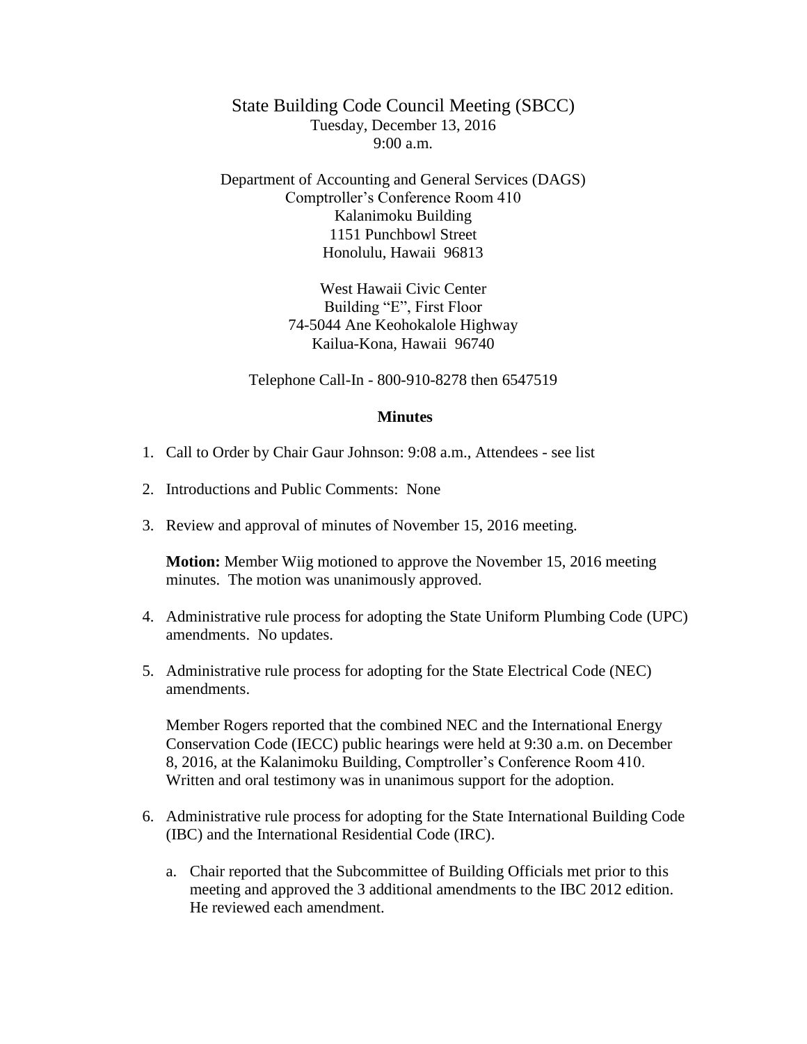# State Building Code Council Meeting (SBCC)

Tuesday, December 13, 2016
9:00 a.m.

Department of Accounting and General Services (DAGS)
Comptroller's Conference Room 410
Kalanimoku Building
1151 Punchbowl Street
Honolulu, Hawaii 96813

West Hawaii Civic Center
Building "E", First Floor
74-5044 Ane Keohokalole Highway
Kailua-Kona, Hawaii 96740

Telephone Call-In - 800-910-8278 then 6547519

## Minutes

1. Call to Order by Chair Gaur Johnson: 9:08 a.m., Attendees - see list

2. Introductions and Public Comments: None

3. Review and approval of minutes of November 15, 2016 meeting.

   **Motion:** Member Wiig motioned to approve the November 15, 2016 meeting minutes. The motion was unanimously approved.

4. Administrative rule process for adopting the State Uniform Plumbing Code (UPC) amendments. No updates.

5. Administrative rule process for adopting for the State Electrical Code (NEC) amendments.

   Member Rogers reported that the combined NEC and the International Energy Conservation Code (IECC) public hearings were held at 9:30 a.m. on December 8, 2016, at the Kalanimoku Building, Comptroller's Conference Room 410. Written and oral testimony was in unanimous support for the adoption.

6. Administrative rule process for adopting for the State International Building Code (IBC) and the International Residential Code (IRC).

   a. Chair reported that the Subcommittee of Building Officials met prior to this meeting and approved the 3 additional amendments to the IBC 2012 edition. He reviewed each amendment.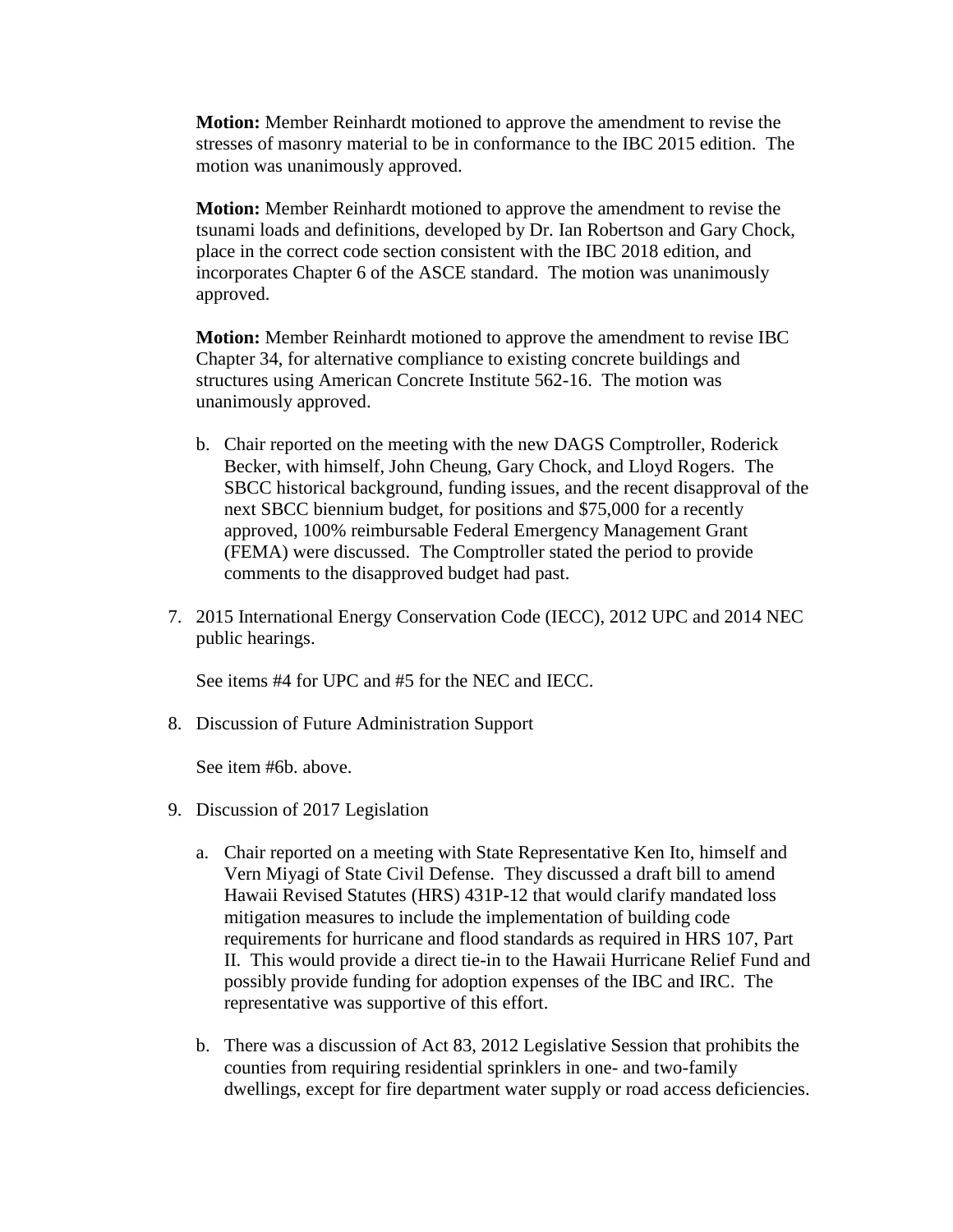**Motion:** Member Reinhardt motioned to approve the amendment to revise the stresses of masonry material to be in conformance to the IBC 2015 edition. The motion was unanimously approved.

**Motion:** Member Reinhardt motioned to approve the amendment to revise the tsunami loads and definitions, developed by Dr. Ian Robertson and Gary Chock, place in the correct code section consistent with the IBC 2018 edition, and incorporates Chapter 6 of the ASCE standard. The motion was unanimously approved.

**Motion:** Member Reinhardt motioned to approve the amendment to revise IBC Chapter 34, for alternative compliance to existing concrete buildings and structures using American Concrete Institute 562-16. The motion was unanimously approved.

b. Chair reported on the meeting with the new DAGS Comptroller, Roderick Becker, with himself, John Cheung, Gary Chock, and Lloyd Rogers. The SBCC historical background, funding issues, and the recent disapproval of the next SBCC biennium budget, for positions and $75,000 for a recently approved, 100% reimbursable Federal Emergency Management Grant (FEMA) were discussed. The Comptroller stated the period to provide comments to the disapproved budget had past.

7. 2015 International Energy Conservation Code (IECC), 2012 UPC and 2014 NEC public hearings.

   See items #4 for UPC and #5 for the NEC and IECC.

8. Discussion of Future Administration Support

   See item #6b. above.

9. Discussion of 2017 Legislation

   a. Chair reported on a meeting with State Representative Ken Ito, himself and Vern Miyagi of State Civil Defense. They discussed a draft bill to amend Hawaii Revised Statutes (HRS) 431P-12 that would clarify mandated loss mitigation measures to include the implementation of building code requirements for hurricane and flood standards as required in HRS 107, Part II. This would provide a direct tie-in to the Hawaii Hurricane Relief Fund and possibly provide funding for adoption expenses of the IBC and IRC. The representative was supportive of this effort.

   b. There was a discussion of Act 83, 2012 Legislative Session that prohibits the counties from requiring residential sprinklers in one- and two-family dwellings, except for fire department water supply or road access deficiencies.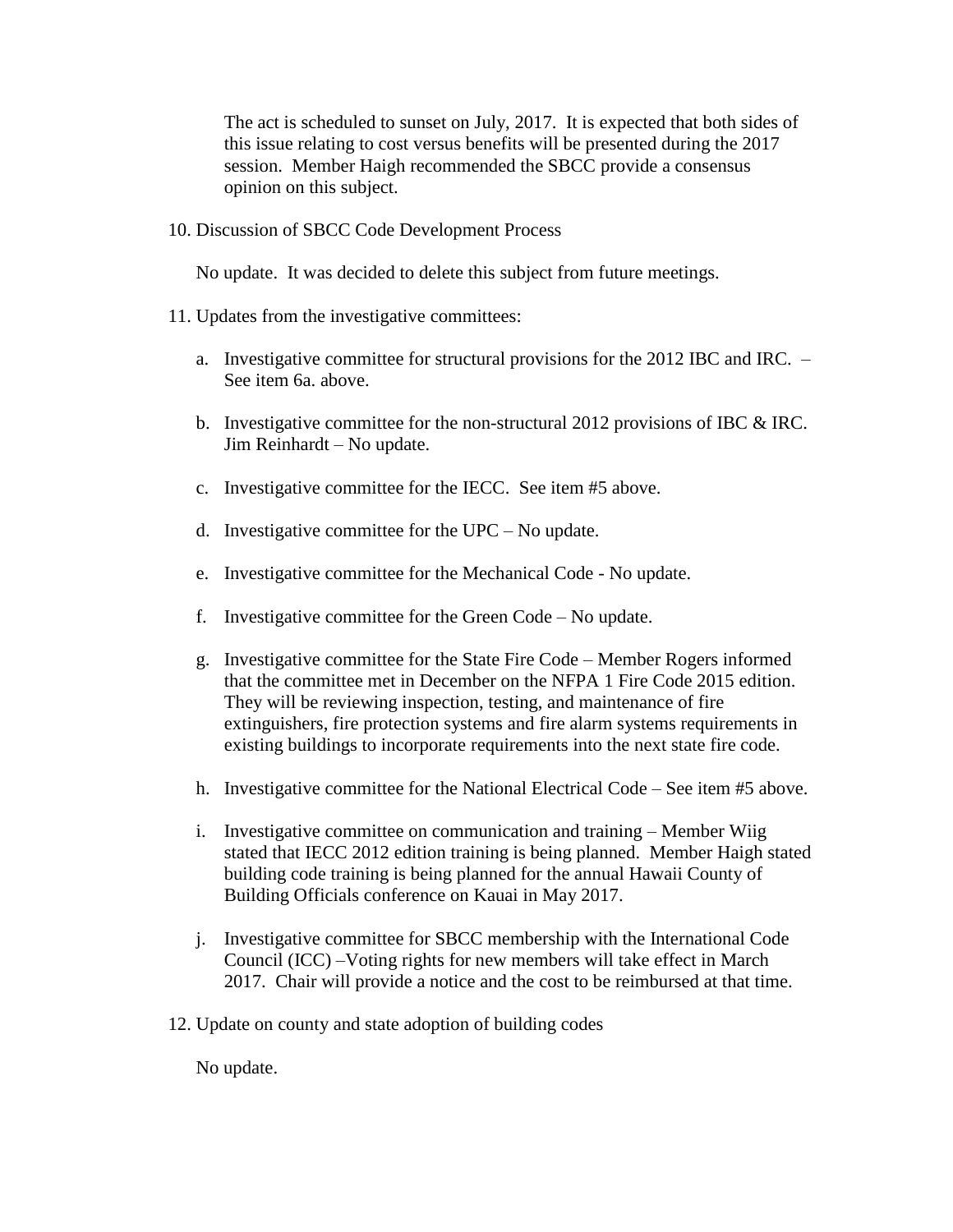The act is scheduled to sunset on July, 2017. It is expected that both sides of this issue relating to cost versus benefits will be presented during the 2017 session. Member Haigh recommended the SBCC provide a consensus opinion on this subject.

10. Discussion of SBCC Code Development Process

    No update. It was decided to delete this subject from future meetings.

11. Updates from the investigative committees:

    a. Investigative committee for structural provisions for the 2012 IBC and IRC. – See item 6a. above.

    b. Investigative committee for the non-structural 2012 provisions of IBC & IRC. Jim Reinhardt – No update.

    c. Investigative committee for the IECC. See item #5 above.

    d. Investigative committee for the UPC – No update.

    e. Investigative committee for the Mechanical Code - No update.

    f. Investigative committee for the Green Code – No update.

    g. Investigative committee for the State Fire Code – Member Rogers informed that the committee met in December on the NFPA 1 Fire Code 2015 edition. They will be reviewing inspection, testing, and maintenance of fire extinguishers, fire protection systems and fire alarm systems requirements in existing buildings to incorporate requirements into the next state fire code.

    h. Investigative committee for the National Electrical Code – See item #5 above.

    i. Investigative committee on communication and training – Member Wiig stated that IECC 2012 edition training is being planned. Member Haigh stated building code training is being planned for the annual Hawaii County of Building Officials conference on Kauai in May 2017.

    j. Investigative committee for SBCC membership with the International Code Council (ICC) –Voting rights for new members will take effect in March 2017. Chair will provide a notice and the cost to be reimbursed at that time.

12. Update on county and state adoption of building codes

    No update.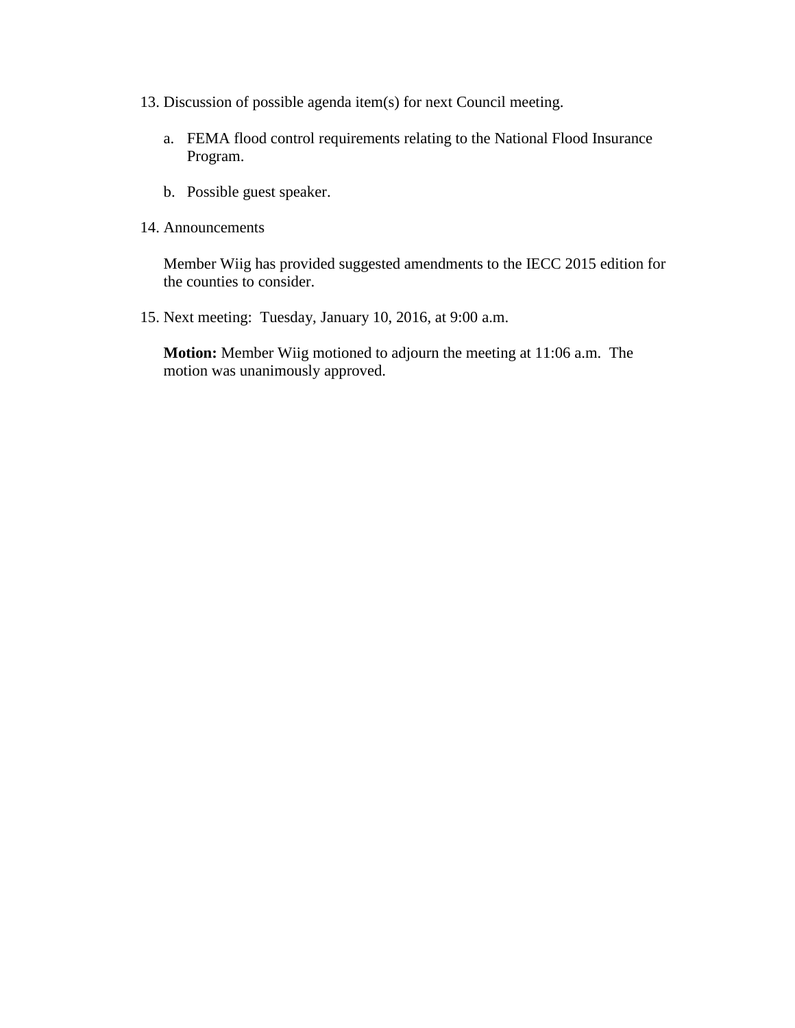13. Discussion of possible agenda item(s) for next Council meeting.

    a. FEMA flood control requirements relating to the National Flood Insurance Program.

    b. Possible guest speaker.

14. Announcements

    Member Wiig has provided suggested amendments to the IECC 2015 edition for the counties to consider.

15. Next meeting: Tuesday, January 10, 2016, at 9:00 a.m.

    **Motion:** Member Wiig motioned to adjourn the meeting at 11:06 a.m. The motion was unanimously approved.